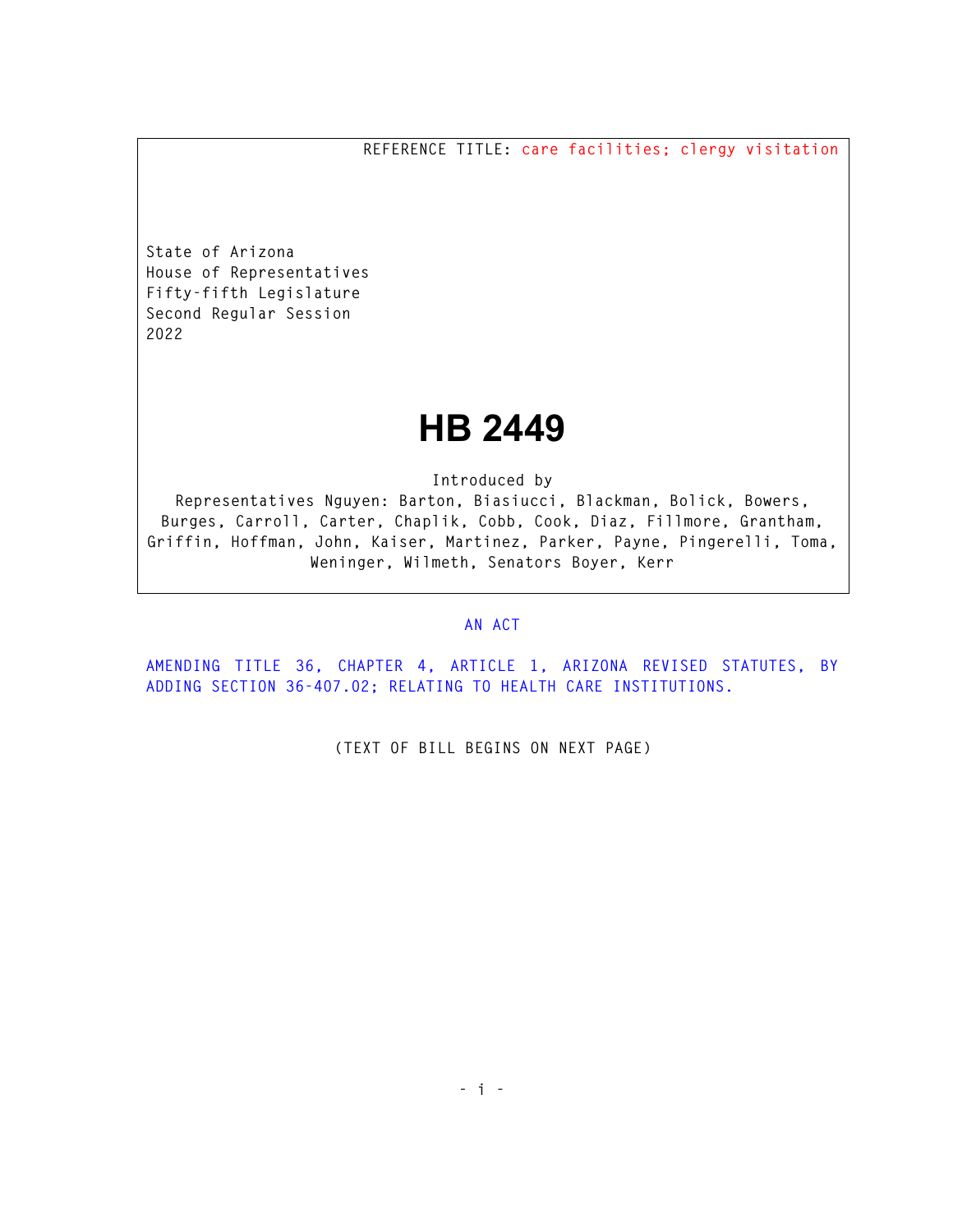REFERENCE TITLE: care facilities; clergy visitation

State of Arizona
House of Representatives
Fifty-fifth Legislature
Second Regular Session
2022

# HB 2449

Introduced by
Representatives Nguyen: Barton, Biasiucci, Blackman, Bolick, Bowers, Burges, Carroll, Carter, Chaplik, Cobb, Cook, Diaz, Fillmore, Grantham, Griffin, Hoffman, John, Kaiser, Martinez, Parker, Payne, Pingerelli, Toma, Weninger, Wilmeth, Senators Boyer, Kerr

AN ACT

AMENDING TITLE 36, CHAPTER 4, ARTICLE 1, ARIZONA REVISED STATUTES, BY ADDING SECTION 36-407.02; RELATING TO HEALTH CARE INSTITUTIONS.

(TEXT OF BILL BEGINS ON NEXT PAGE)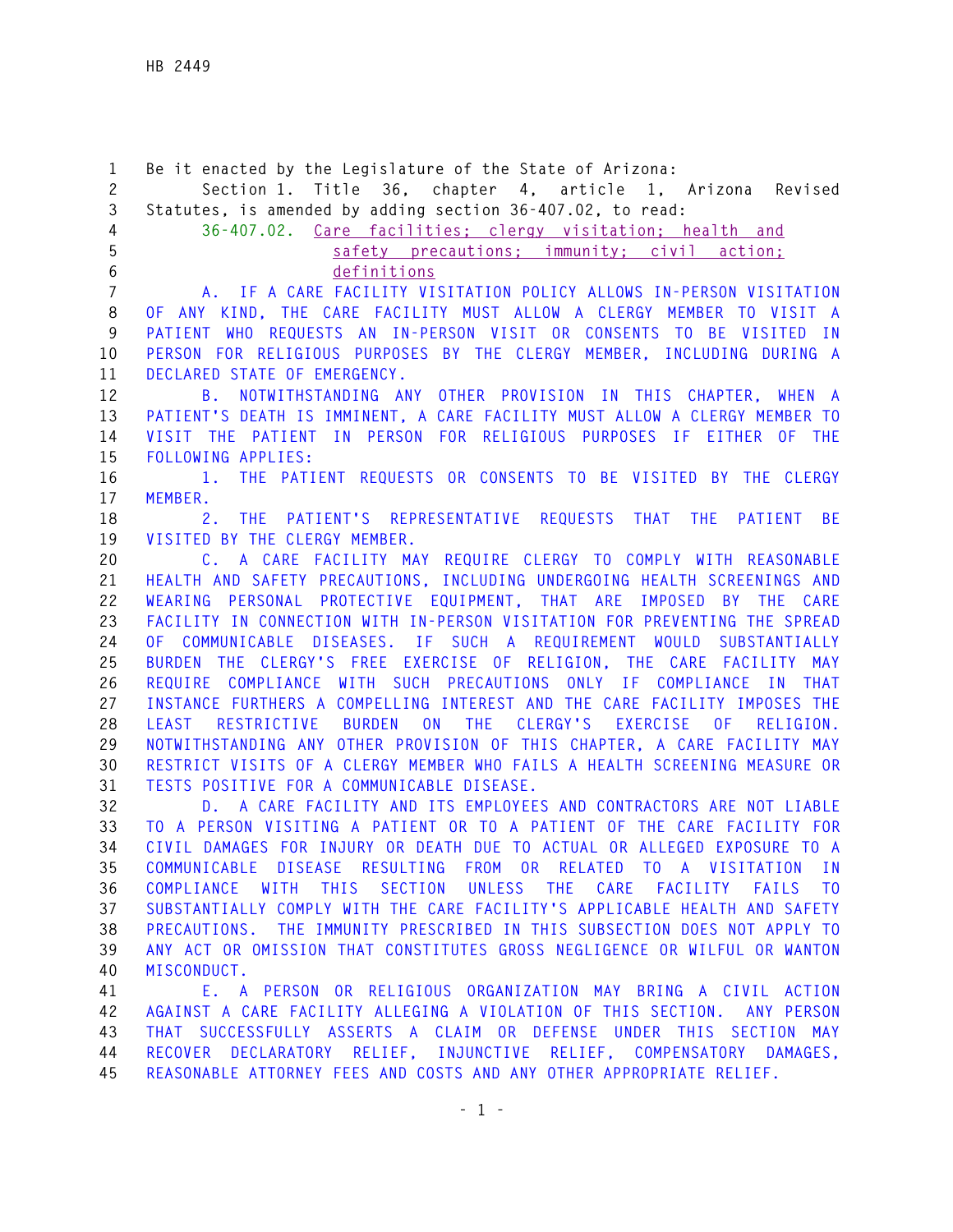Be it enacted by the Legislature of the State of Arizona:

Section 1. Title 36, chapter 4, article 1, Arizona Revised Statutes, is amended by adding section 36-407.02, to read:

36-407.02. Care facilities; clergy visitation; health and safety precautions; immunity; civil action; definitions

A. IF A CARE FACILITY VISITATION POLICY ALLOWS IN-PERSON VISITATION OF ANY KIND, THE CARE FACILITY MUST ALLOW A CLERGY MEMBER TO VISIT A PATIENT WHO REQUESTS AN IN-PERSON VISIT OR CONSENTS TO BE VISITED IN PERSON FOR RELIGIOUS PURPOSES BY THE CLERGY MEMBER, INCLUDING DURING A DECLARED STATE OF EMERGENCY.

B. NOTWITHSTANDING ANY OTHER PROVISION IN THIS CHAPTER, WHEN A PATIENT'S DEATH IS IMMINENT, A CARE FACILITY MUST ALLOW A CLERGY MEMBER TO VISIT THE PATIENT IN PERSON FOR RELIGIOUS PURPOSES IF EITHER OF THE FOLLOWING APPLIES:

1. THE PATIENT REQUESTS OR CONSENTS TO BE VISITED BY THE CLERGY MEMBER.

2. THE PATIENT'S REPRESENTATIVE REQUESTS THAT THE PATIENT BE VISITED BY THE CLERGY MEMBER.

C. A CARE FACILITY MAY REQUIRE CLERGY TO COMPLY WITH REASONABLE HEALTH AND SAFETY PRECAUTIONS, INCLUDING UNDERGOING HEALTH SCREENINGS AND WEARING PERSONAL PROTECTIVE EQUIPMENT, THAT ARE IMPOSED BY THE CARE FACILITY IN CONNECTION WITH IN-PERSON VISITATION FOR PREVENTING THE SPREAD OF COMMUNICABLE DISEASES. IF SUCH A REQUIREMENT WOULD SUBSTANTIALLY BURDEN THE CLERGY'S FREE EXERCISE OF RELIGION, THE CARE FACILITY MAY REQUIRE COMPLIANCE WITH SUCH PRECAUTIONS ONLY IF COMPLIANCE IN THAT INSTANCE FURTHERS A COMPELLING INTEREST AND THE CARE FACILITY IMPOSES THE LEAST RESTRICTIVE BURDEN ON THE CLERGY'S EXERCISE OF RELIGION. NOTWITHSTANDING ANY OTHER PROVISION OF THIS CHAPTER, A CARE FACILITY MAY RESTRICT VISITS OF A CLERGY MEMBER WHO FAILS A HEALTH SCREENING MEASURE OR TESTS POSITIVE FOR A COMMUNICABLE DISEASE.

D. A CARE FACILITY AND ITS EMPLOYEES AND CONTRACTORS ARE NOT LIABLE TO A PERSON VISITING A PATIENT OR TO A PATIENT OF THE CARE FACILITY FOR CIVIL DAMAGES FOR INJURY OR DEATH DUE TO ACTUAL OR ALLEGED EXPOSURE TO A COMMUNICABLE DISEASE RESULTING FROM OR RELATED TO A VISITATION IN COMPLIANCE WITH THIS SECTION UNLESS THE CARE FACILITY FAILS TO SUBSTANTIALLY COMPLY WITH THE CARE FACILITY'S APPLICABLE HEALTH AND SAFETY PRECAUTIONS. THE IMMUNITY PRESCRIBED IN THIS SUBSECTION DOES NOT APPLY TO ANY ACT OR OMISSION THAT CONSTITUTES GROSS NEGLIGENCE OR WILFUL OR WANTON MISCONDUCT.

E. A PERSON OR RELIGIOUS ORGANIZATION MAY BRING A CIVIL ACTION AGAINST A CARE FACILITY ALLEGING A VIOLATION OF THIS SECTION. ANY PERSON THAT SUCCESSFULLY ASSERTS A CLAIM OR DEFENSE UNDER THIS SECTION MAY RECOVER DECLARATORY RELIEF, INJUNCTIVE RELIEF, COMPENSATORY DAMAGES, REASONABLE ATTORNEY FEES AND COSTS AND ANY OTHER APPROPRIATE RELIEF.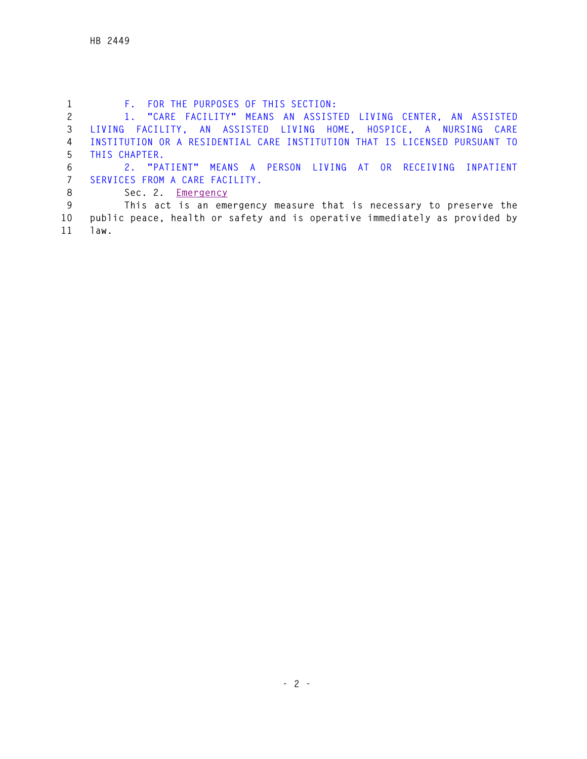F. FOR THE PURPOSES OF THIS SECTION:

1. "CARE FACILITY" MEANS AN ASSISTED LIVING CENTER, AN ASSISTED LIVING FACILITY, AN ASSISTED LIVING HOME, HOSPICE, A NURSING CARE INSTITUTION OR A RESIDENTIAL CARE INSTITUTION THAT IS LICENSED PURSUANT TO THIS CHAPTER.

2. "PATIENT" MEANS A PERSON LIVING AT OR RECEIVING INPATIENT SERVICES FROM A CARE FACILITY.

Sec. 2. Emergency

This act is an emergency measure that is necessary to preserve the public peace, health or safety and is operative immediately as provided by law.